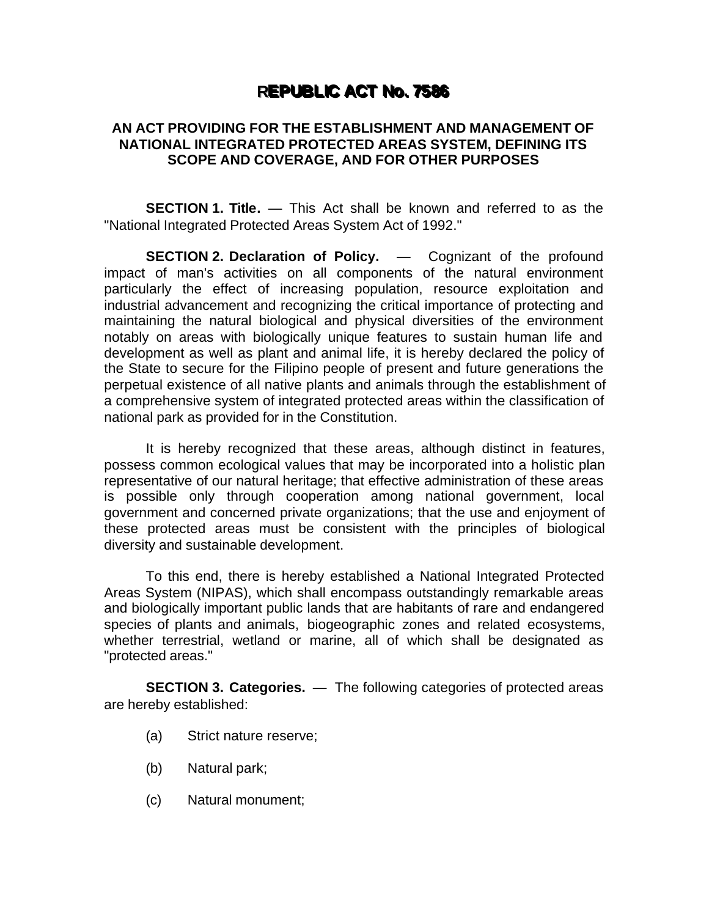# REPUBLIC ACT No. 7586

## AN ACT PROVIDING FOR THE ESTABLISHMENT AND MANAGEMENT OF NATIONAL INTEGRATED PROTECTED AREAS SYSTEM, DEFINING ITS SCOPE AND COVERAGE, AND FOR OTHER PURPOSES

**SECTION 1. Title.** — This Act shall be known and referred to as the "National Integrated Protected Areas System Act of 1992."

**SECTION 2. Declaration of Policy.** — Cognizant of the profound impact of man's activities on all components of the natural environment particularly the effect of increasing population, resource exploitation and industrial advancement and recognizing the critical importance of protecting and maintaining the natural biological and physical diversities of the environment notably on areas with biologically unique features to sustain human life and development as well as plant and animal life, it is hereby declared the policy of the State to secure for the Filipino people of present and future generations the perpetual existence of all native plants and animals through the establishment of a comprehensive system of integrated protected areas within the classification of national park as provided for in the Constitution.

It is hereby recognized that these areas, although distinct in features, possess common ecological values that may be incorporated into a holistic plan representative of our natural heritage; that effective administration of these areas is possible only through cooperation among national government, local government and concerned private organizations; that the use and enjoyment of these protected areas must be consistent with the principles of biological diversity and sustainable development.

To this end, there is hereby established a National Integrated Protected Areas System (NIPAS), which shall encompass outstandingly remarkable areas and biologically important public lands that are habitants of rare and endangered species of plants and animals, biogeographic zones and related ecosystems, whether terrestrial, wetland or marine, all of which shall be designated as "protected areas."

**SECTION 3. Categories.** — The following categories of protected areas are hereby established:

(a) Strict nature reserve;

(b) Natural park;

(c) Natural monument;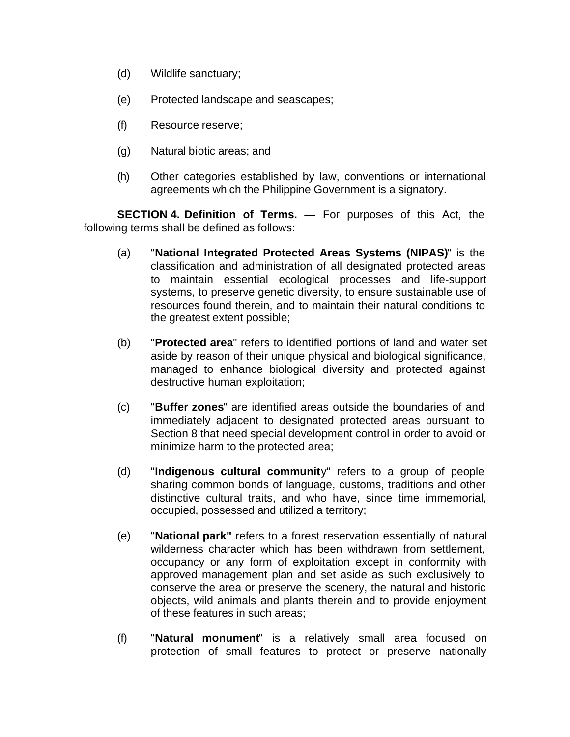(d) Wildlife sanctuary;

(e) Protected landscape and seascapes;

(f) Resource reserve;

(g) Natural biotic areas; and

(h) Other categories established by law, conventions or international agreements which the Philippine Government is a signatory.

**SECTION 4. Definition of Terms.** — For purposes of this Act, the following terms shall be defined as follows:

(a) "**National Integrated Protected Areas Systems (NIPAS)**" is the classification and administration of all designated protected areas to maintain essential ecological processes and life-support systems, to preserve genetic diversity, to ensure sustainable use of resources found therein, and to maintain their natural conditions to the greatest extent possible;

(b) "**Protected area**" refers to identified portions of land and water set aside by reason of their unique physical and biological significance, managed to enhance biological diversity and protected against destructive human exploitation;

(c) "**Buffer zones**" are identified areas outside the boundaries of and immediately adjacent to designated protected areas pursuant to Section 8 that need special development control in order to avoid or minimize harm to the protected area;

(d) "**Indigenous cultural community**" refers to a group of people sharing common bonds of language, customs, traditions and other distinctive cultural traits, and who have, since time immemorial, occupied, possessed and utilized a territory;

(e) "**National park"** refers to a forest reservation essentially of natural wilderness character which has been withdrawn from settlement, occupancy or any form of exploitation except in conformity with approved management plan and set aside as such exclusively to conserve the area or preserve the scenery, the natural and historic objects, wild animals and plants therein and to provide enjoyment of these features in such areas;

(f) "**Natural monument**" is a relatively small area focused on protection of small features to protect or preserve nationally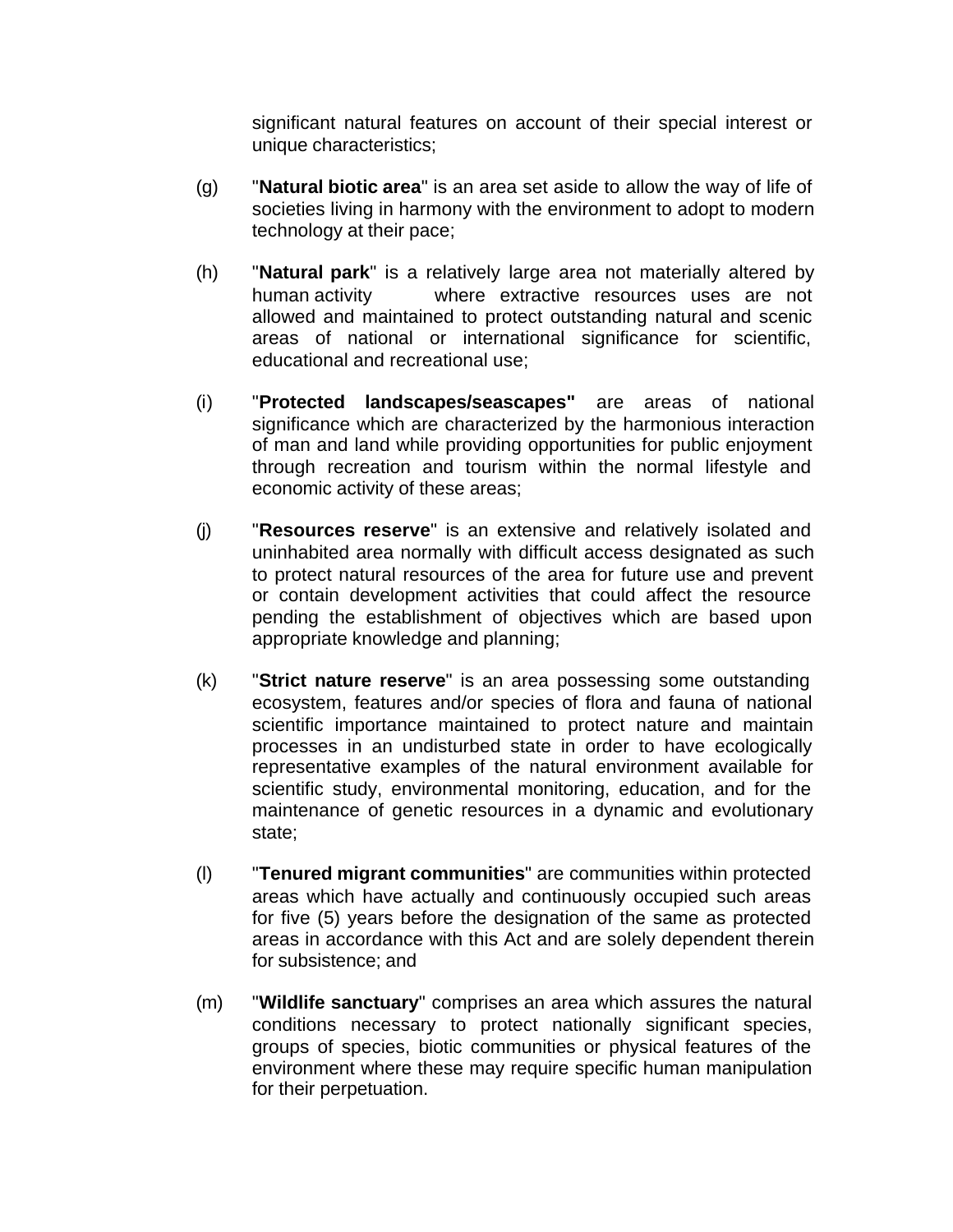significant natural features on account of their special interest or unique characteristics;

(g) "**Natural biotic area**" is an area set aside to allow the way of life of societies living in harmony with the environment to adopt to modern technology at their pace;

(h) "**Natural park**" is a relatively large area not materially altered by human activity where extractive resources uses are not allowed and maintained to protect outstanding natural and scenic areas of national or international significance for scientific, educational and recreational use;

(i) "**Protected landscapes/seascapes"** are areas of national significance which are characterized by the harmonious interaction of man and land while providing opportunities for public enjoyment through recreation and tourism within the normal lifestyle and economic activity of these areas;

(j) "**Resources reserve**" is an extensive and relatively isolated and uninhabited area normally with difficult access designated as such to protect natural resources of the area for future use and prevent or contain development activities that could affect the resource pending the establishment of objectives which are based upon appropriate knowledge and planning;

(k) "**Strict nature reserve**" is an area possessing some outstanding ecosystem, features and/or species of flora and fauna of national scientific importance maintained to protect nature and maintain processes in an undisturbed state in order to have ecologically representative examples of the natural environment available for scientific study, environmental monitoring, education, and for the maintenance of genetic resources in a dynamic and evolutionary state;

(l) "**Tenured migrant communities**" are communities within protected areas which have actually and continuously occupied such areas for five (5) years before the designation of the same as protected areas in accordance with this Act and are solely dependent therein for subsistence; and

(m) "**Wildlife sanctuary**" comprises an area which assures the natural conditions necessary to protect nationally significant species, groups of species, biotic communities or physical features of the environment where these may require specific human manipulation for their perpetuation.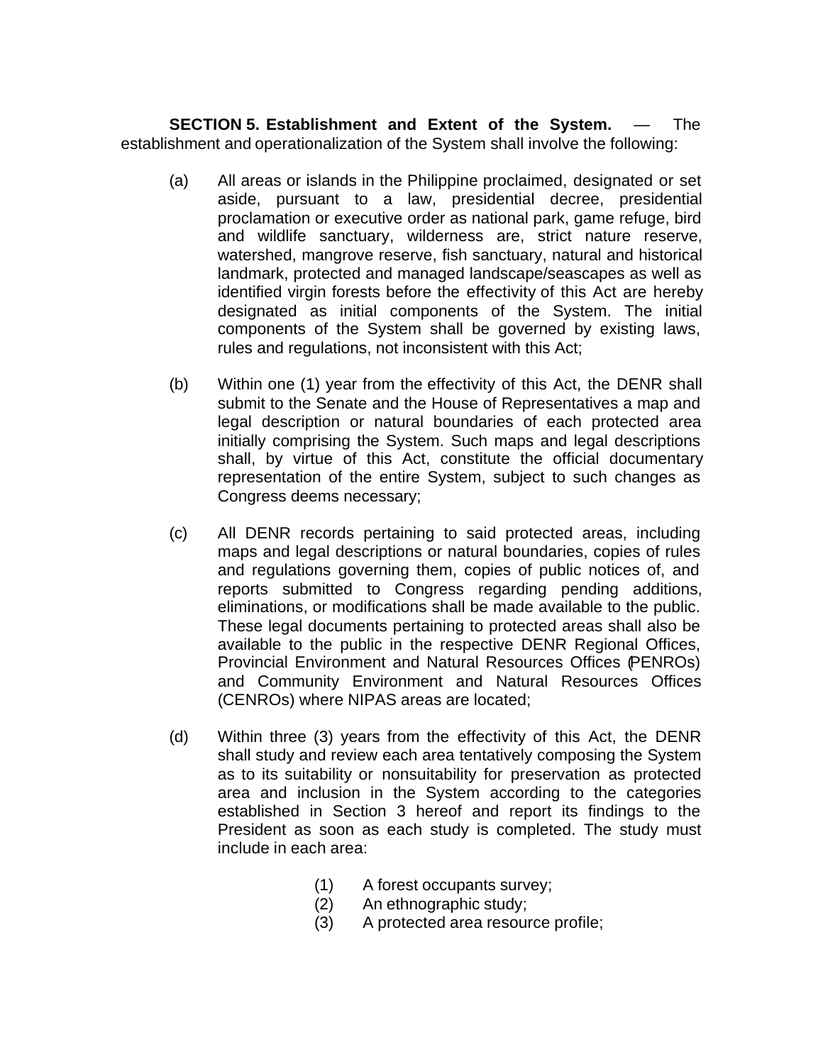**SECTION 5. Establishment and Extent of the System.** — The establishment and operationalization of the System shall involve the following:

(a) All areas or islands in the Philippine proclaimed, designated or set aside, pursuant to a law, presidential decree, presidential proclamation or executive order as national park, game refuge, bird and wildlife sanctuary, wilderness are, strict nature reserve, watershed, mangrove reserve, fish sanctuary, natural and historical landmark, protected and managed landscape/seascapes as well as identified virgin forests before the effectivity of this Act are hereby designated as initial components of the System. The initial components of the System shall be governed by existing laws, rules and regulations, not inconsistent with this Act;

(b) Within one (1) year from the effectivity of this Act, the DENR shall submit to the Senate and the House of Representatives a map and legal description or natural boundaries of each protected area initially comprising the System. Such maps and legal descriptions shall, by virtue of this Act, constitute the official documentary representation of the entire System, subject to such changes as Congress deems necessary;

(c) All DENR records pertaining to said protected areas, including maps and legal descriptions or natural boundaries, copies of rules and regulations governing them, copies of public notices of, and reports submitted to Congress regarding pending additions, eliminations, or modifications shall be made available to the public. These legal documents pertaining to protected areas shall also be available to the public in the respective DENR Regional Offices, Provincial Environment and Natural Resources Offices (PENROs) and Community Environment and Natural Resources Offices (CENROs) where NIPAS areas are located;

(d) Within three (3) years from the effectivity of this Act, the DENR shall study and review each area tentatively composing the System as to its suitability or nonsuitability for preservation as protected area and inclusion in the System according to the categories established in Section 3 hereof and report its findings to the President as soon as each study is completed. The study must include in each area:

    (1) A forest occupants survey;
    (2) An ethnographic study;
    (3) A protected area resource profile;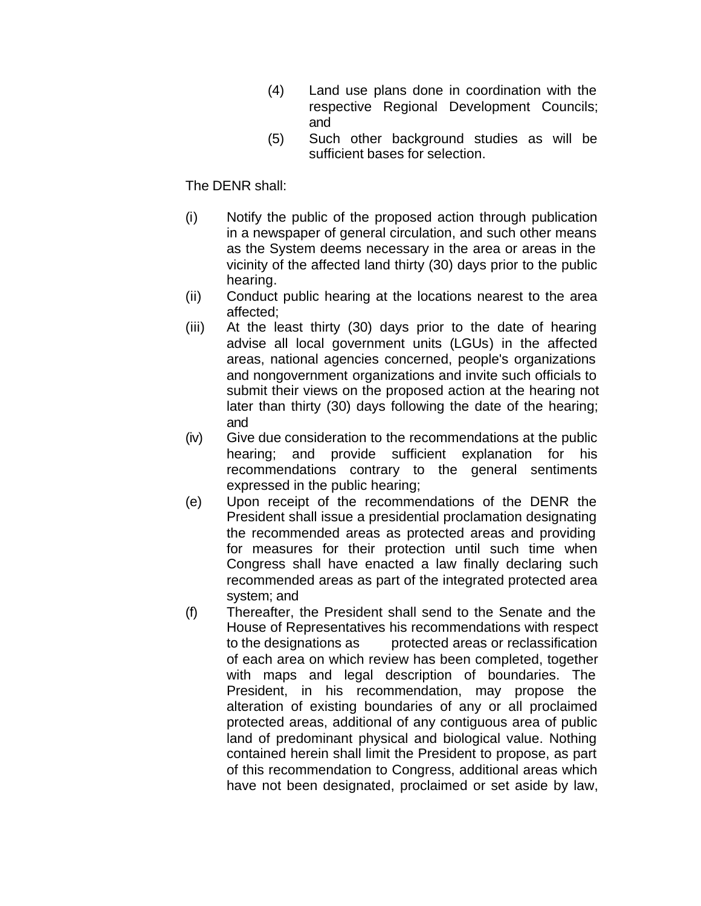(4) Land use plans done in coordination with the respective Regional Development Councils; and

(5) Such other background studies as will be sufficient bases for selection.

The DENR shall:

(i) Notify the public of the proposed action through publication in a newspaper of general circulation, and such other means as the System deems necessary in the area or areas in the vicinity of the affected land thirty (30) days prior to the public hearing.

(ii) Conduct public hearing at the locations nearest to the area affected;

(iii) At the least thirty (30) days prior to the date of hearing advise all local government units (LGUs) in the affected areas, national agencies concerned, people's organizations and nongovernment organizations and invite such officials to submit their views on the proposed action at the hearing not later than thirty (30) days following the date of the hearing; and

(iv) Give due consideration to the recommendations at the public hearing; and provide sufficient explanation for his recommendations contrary to the general sentiments expressed in the public hearing;

(e) Upon receipt of the recommendations of the DENR the President shall issue a presidential proclamation designating the recommended areas as protected areas and providing for measures for their protection until such time when Congress shall have enacted a law finally declaring such recommended areas as part of the integrated protected area system; and

(f) Thereafter, the President shall send to the Senate and the House of Representatives his recommendations with respect to the designations as protected areas or reclassification of each area on which review has been completed, together with maps and legal description of boundaries. The President, in his recommendation, may propose the alteration of existing boundaries of any or all proclaimed protected areas, additional of any contiguous area of public land of predominant physical and biological value. Nothing contained herein shall limit the President to propose, as part of this recommendation to Congress, additional areas which have not been designated, proclaimed or set aside by law,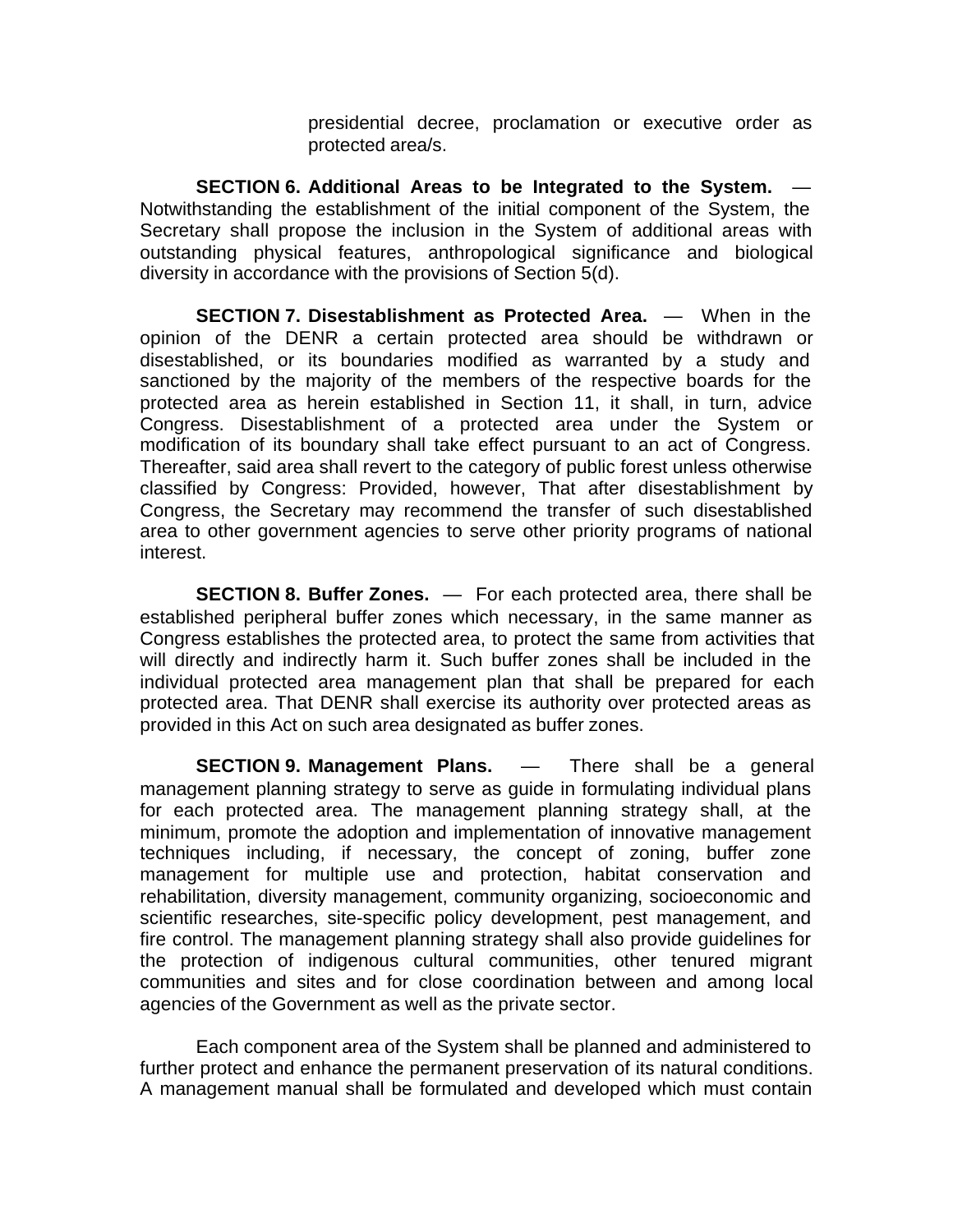presidential decree, proclamation or executive order as protected area/s.

**SECTION 6. Additional Areas to be Integrated to the System.** — Notwithstanding the establishment of the initial component of the System, the Secretary shall propose the inclusion in the System of additional areas with outstanding physical features, anthropological significance and biological diversity in accordance with the provisions of Section 5(d).

**SECTION 7. Disestablishment as Protected Area.** — When in the opinion of the DENR a certain protected area should be withdrawn or disestablished, or its boundaries modified as warranted by a study and sanctioned by the majority of the members of the respective boards for the protected area as herein established in Section 11, it shall, in turn, advice Congress. Disestablishment of a protected area under the System or modification of its boundary shall take effect pursuant to an act of Congress. Thereafter, said area shall revert to the category of public forest unless otherwise classified by Congress: Provided, however, That after disestablishment by Congress, the Secretary may recommend the transfer of such disestablished area to other government agencies to serve other priority programs of national interest.

**SECTION 8. Buffer Zones.** — For each protected area, there shall be established peripheral buffer zones which necessary, in the same manner as Congress establishes the protected area, to protect the same from activities that will directly and indirectly harm it. Such buffer zones shall be included in the individual protected area management plan that shall be prepared for each protected area. That DENR shall exercise its authority over protected areas as provided in this Act on such area designated as buffer zones.

**SECTION 9. Management Plans.** — There shall be a general management planning strategy to serve as guide in formulating individual plans for each protected area. The management planning strategy shall, at the minimum, promote the adoption and implementation of innovative management techniques including, if necessary, the concept of zoning, buffer zone management for multiple use and protection, habitat conservation and rehabilitation, diversity management, community organizing, socioeconomic and scientific researches, site-specific policy development, pest management, and fire control. The management planning strategy shall also provide guidelines for the protection of indigenous cultural communities, other tenured migrant communities and sites and for close coordination between and among local agencies of the Government as well as the private sector.

Each component area of the System shall be planned and administered to further protect and enhance the permanent preservation of its natural conditions. A management manual shall be formulated and developed which must contain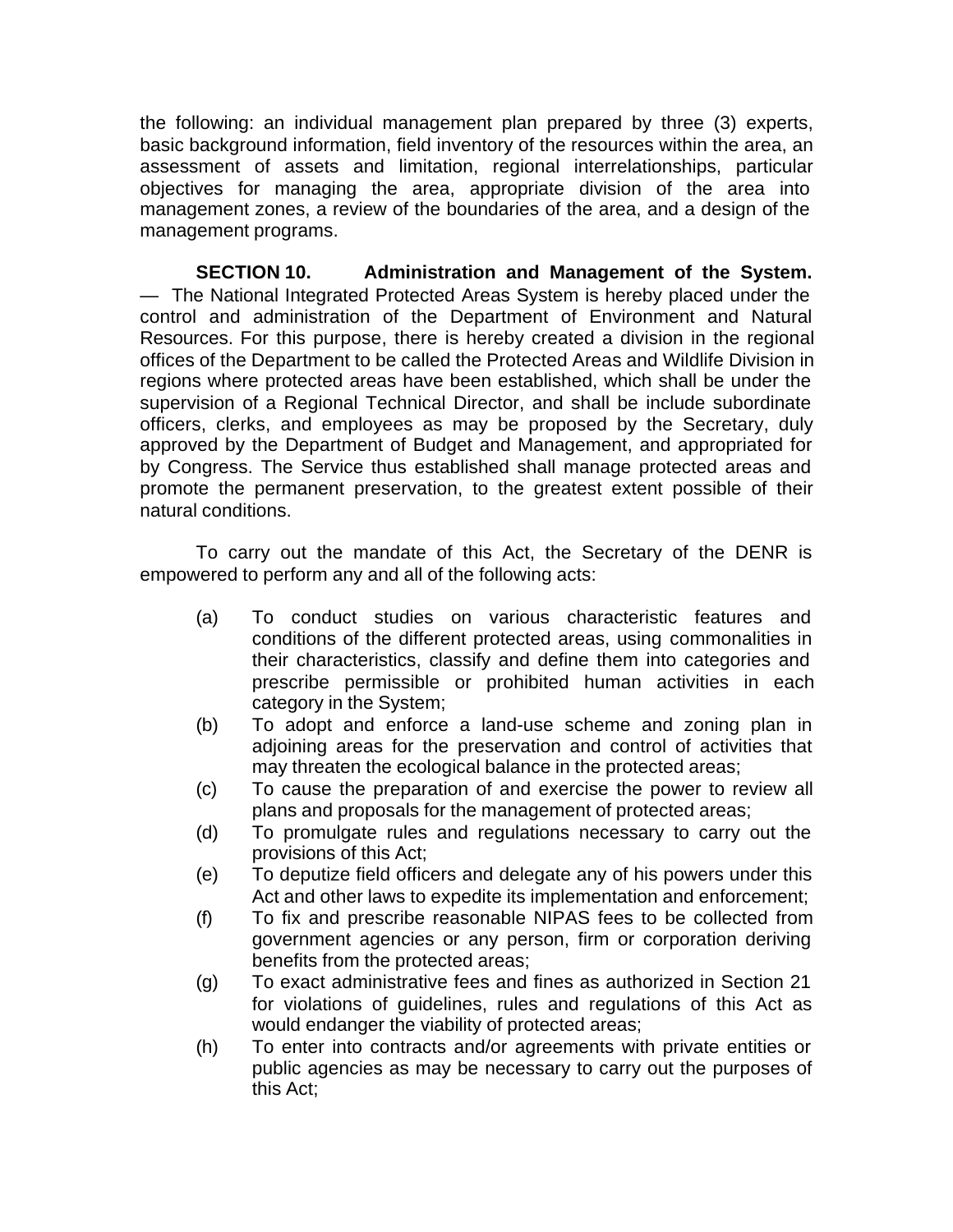the following: an individual management plan prepared by three (3) experts, basic background information, field inventory of the resources within the area, an assessment of assets and limitation, regional interrelationships, particular objectives for managing the area, appropriate division of the area into management zones, a review of the boundaries of the area, and a design of the management programs.

**SECTION 10. Administration and Management of the System.** — The National Integrated Protected Areas System is hereby placed under the control and administration of the Department of Environment and Natural Resources. For this purpose, there is hereby created a division in the regional offices of the Department to be called the Protected Areas and Wildlife Division in regions where protected areas have been established, which shall be under the supervision of a Regional Technical Director, and shall be include subordinate officers, clerks, and employees as may be proposed by the Secretary, duly approved by the Department of Budget and Management, and appropriated for by Congress. The Service thus established shall manage protected areas and promote the permanent preservation, to the greatest extent possible of their natural conditions.

To carry out the mandate of this Act, the Secretary of the DENR is empowered to perform any and all of the following acts:

(a) To conduct studies on various characteristic features and conditions of the different protected areas, using commonalities in their characteristics, classify and define them into categories and prescribe permissible or prohibited human activities in each category in the System;

(b) To adopt and enforce a land-use scheme and zoning plan in adjoining areas for the preservation and control of activities that may threaten the ecological balance in the protected areas;

(c) To cause the preparation of and exercise the power to review all plans and proposals for the management of protected areas;

(d) To promulgate rules and regulations necessary to carry out the provisions of this Act;

(e) To deputize field officers and delegate any of his powers under this Act and other laws to expedite its implementation and enforcement;

(f) To fix and prescribe reasonable NIPAS fees to be collected from government agencies or any person, firm or corporation deriving benefits from the protected areas;

(g) To exact administrative fees and fines as authorized in Section 21 for violations of guidelines, rules and regulations of this Act as would endanger the viability of protected areas;

(h) To enter into contracts and/or agreements with private entities or public agencies as may be necessary to carry out the purposes of this Act;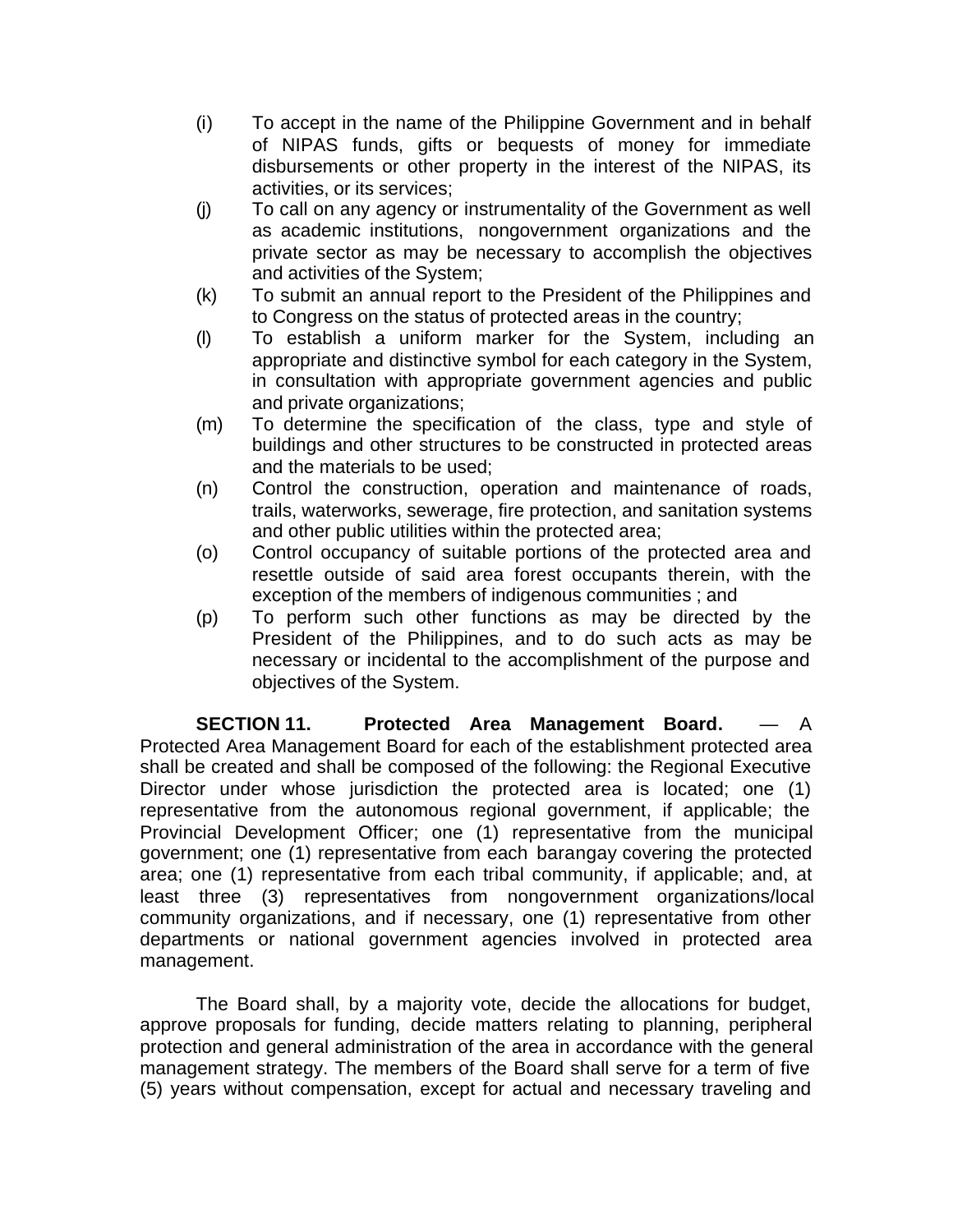(i) To accept in the name of the Philippine Government and in behalf of NIPAS funds, gifts or bequests of money for immediate disbursements or other property in the interest of the NIPAS, its activities, or its services;

(j) To call on any agency or instrumentality of the Government as well as academic institutions, nongovernment organizations and the private sector as may be necessary to accomplish the objectives and activities of the System;

(k) To submit an annual report to the President of the Philippines and to Congress on the status of protected areas in the country;

(l) To establish a uniform marker for the System, including an appropriate and distinctive symbol for each category in the System, in consultation with appropriate government agencies and public and private organizations;

(m) To determine the specification of the class, type and style of buildings and other structures to be constructed in protected areas and the materials to be used;

(n) Control the construction, operation and maintenance of roads, trails, waterworks, sewerage, fire protection, and sanitation systems and other public utilities within the protected area;

(o) Control occupancy of suitable portions of the protected area and resettle outside of said area forest occupants therein, with the exception of the members of indigenous communities ; and

(p) To perform such other functions as may be directed by the President of the Philippines, and to do such acts as may be necessary or incidental to the accomplishment of the purpose and objectives of the System.

**SECTION 11. Protected Area Management Board.** — A Protected Area Management Board for each of the establishment protected area shall be created and shall be composed of the following: the Regional Executive Director under whose jurisdiction the protected area is located; one (1) representative from the autonomous regional government, if applicable; the Provincial Development Officer; one (1) representative from the municipal government; one (1) representative from each barangay covering the protected area; one (1) representative from each tribal community, if applicable; and, at least three (3) representatives from nongovernment organizations/local community organizations, and if necessary, one (1) representative from other departments or national government agencies involved in protected area management.

The Board shall, by a majority vote, decide the allocations for budget, approve proposals for funding, decide matters relating to planning, peripheral protection and general administration of the area in accordance with the general management strategy. The members of the Board shall serve for a term of five (5) years without compensation, except for actual and necessary traveling and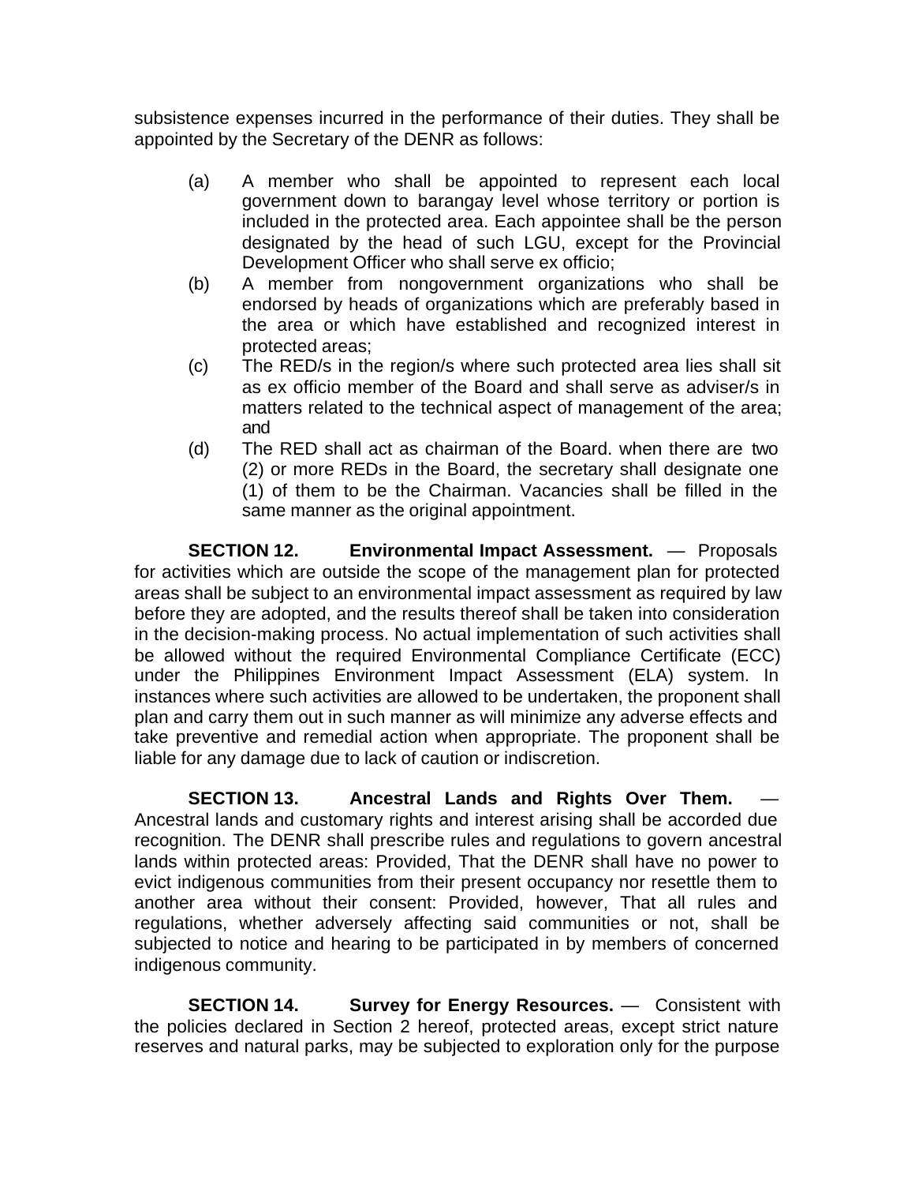subsistence expenses incurred in the performance of their duties. They shall be appointed by the Secretary of the DENR as follows:

(a) A member who shall be appointed to represent each local government down to barangay level whose territory or portion is included in the protected area. Each appointee shall be the person designated by the head of such LGU, except for the Provincial Development Officer who shall serve ex officio;

(b) A member from nongovernment organizations who shall be endorsed by heads of organizations which are preferably based in the area or which have established and recognized interest in protected areas;

(c) The RED/s in the region/s where such protected area lies shall sit as ex officio member of the Board and shall serve as adviser/s in matters related to the technical aspect of management of the area; and

(d) The RED shall act as chairman of the Board. when there are two (2) or more REDs in the Board, the secretary shall designate one (1) of them to be the Chairman. Vacancies shall be filled in the same manner as the original appointment.

**SECTION 12. Environmental Impact Assessment.** — Proposals for activities which are outside the scope of the management plan for protected areas shall be subject to an environmental impact assessment as required by law before they are adopted, and the results thereof shall be taken into consideration in the decision-making process. No actual implementation of such activities shall be allowed without the required Environmental Compliance Certificate (ECC) under the Philippines Environment Impact Assessment (ELA) system. In instances where such activities are allowed to be undertaken, the proponent shall plan and carry them out in such manner as will minimize any adverse effects and take preventive and remedial action when appropriate. The proponent shall be liable for any damage due to lack of caution or indiscretion.

**SECTION 13. Ancestral Lands and Rights Over Them.** — Ancestral lands and customary rights and interest arising shall be accorded due recognition. The DENR shall prescribe rules and regulations to govern ancestral lands within protected areas: Provided, That the DENR shall have no power to evict indigenous communities from their present occupancy nor resettle them to another area without their consent: Provided, however, That all rules and regulations, whether adversely affecting said communities or not, shall be subjected to notice and hearing to be participated in by members of concerned indigenous community.

**SECTION 14. Survey for Energy Resources.** — Consistent with the policies declared in Section 2 hereof, protected areas, except strict nature reserves and natural parks, may be subjected to exploration only for the purpose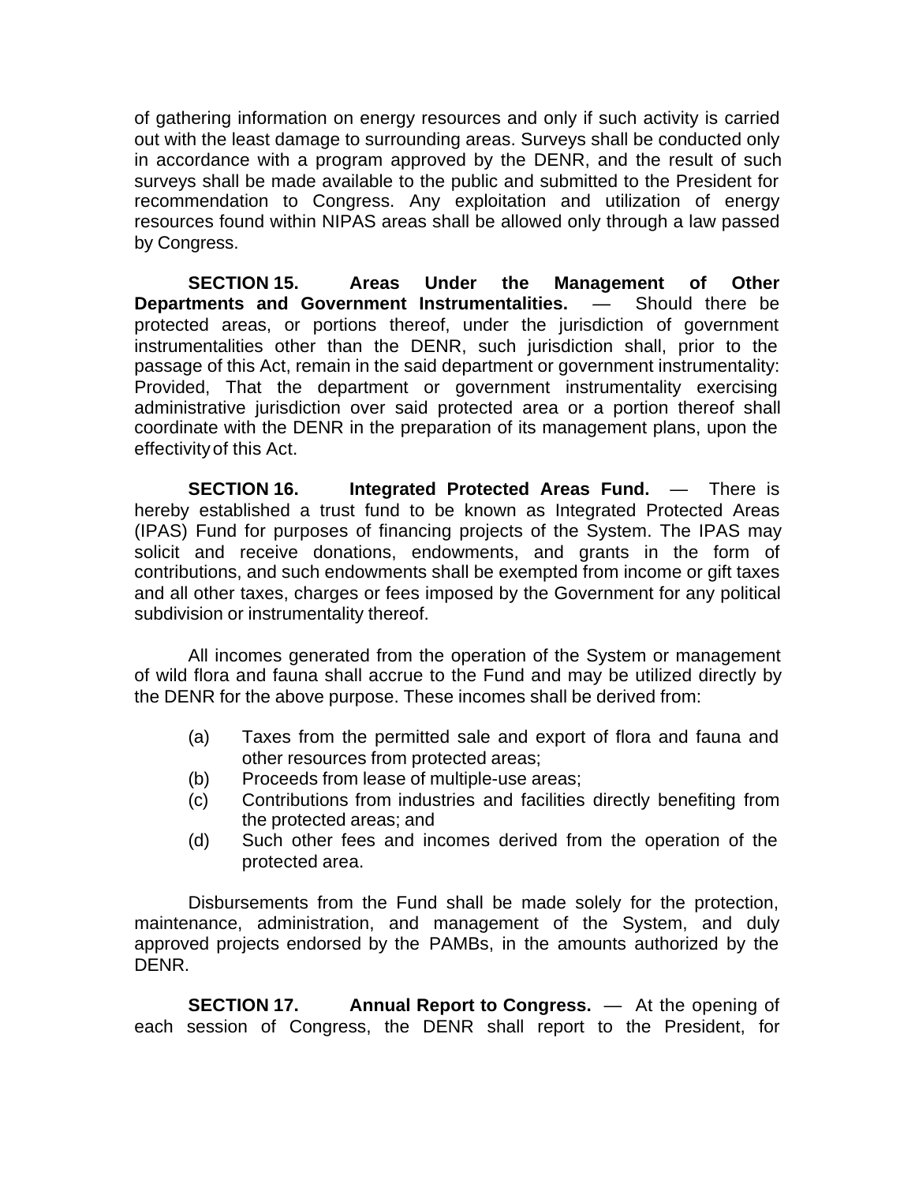of gathering information on energy resources and only if such activity is carried out with the least damage to surrounding areas. Surveys shall be conducted only in accordance with a program approved by the DENR, and the result of such surveys shall be made available to the public and submitted to the President for recommendation to Congress. Any exploitation and utilization of energy resources found within NIPAS areas shall be allowed only through a law passed by Congress.

**SECTION 15. Areas Under the Management of Other Departments and Government Instrumentalities.** — Should there be protected areas, or portions thereof, under the jurisdiction of government instrumentalities other than the DENR, such jurisdiction shall, prior to the passage of this Act, remain in the said department or government instrumentality: Provided, That the department or government instrumentality exercising administrative jurisdiction over said protected area or a portion thereof shall coordinate with the DENR in the preparation of its management plans, upon the effectivity of this Act.

**SECTION 16. Integrated Protected Areas Fund.** — There is hereby established a trust fund to be known as Integrated Protected Areas (IPAS) Fund for purposes of financing projects of the System. The IPAS may solicit and receive donations, endowments, and grants in the form of contributions, and such endowments shall be exempted from income or gift taxes and all other taxes, charges or fees imposed by the Government for any political subdivision or instrumentality thereof.

All incomes generated from the operation of the System or management of wild flora and fauna shall accrue to the Fund and may be utilized directly by the DENR for the above purpose. These incomes shall be derived from:

(a) Taxes from the permitted sale and export of flora and fauna and other resources from protected areas;
(b) Proceeds from lease of multiple-use areas;
(c) Contributions from industries and facilities directly benefiting from the protected areas; and
(d) Such other fees and incomes derived from the operation of the protected area.

Disbursements from the Fund shall be made solely for the protection, maintenance, administration, and management of the System, and duly approved projects endorsed by the PAMBs, in the amounts authorized by the DENR.

**SECTION 17. Annual Report to Congress.** — At the opening of each session of Congress, the DENR shall report to the President, for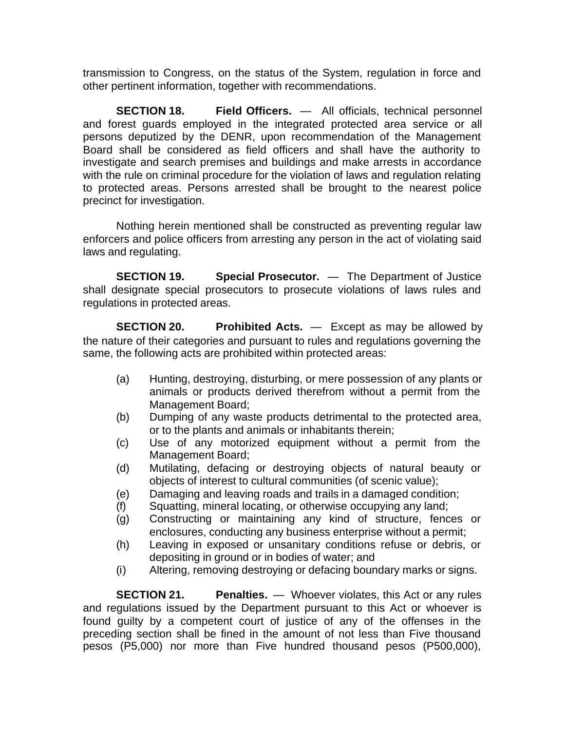transmission to Congress, on the status of the System, regulation in force and other pertinent information, together with recommendations.

**SECTION 18. Field Officers.** — All officials, technical personnel and forest guards employed in the integrated protected area service or all persons deputized by the DENR, upon recommendation of the Management Board shall be considered as field officers and shall have the authority to investigate and search premises and buildings and make arrests in accordance with the rule on criminal procedure for the violation of laws and regulation relating to protected areas. Persons arrested shall be brought to the nearest police precinct for investigation.

Nothing herein mentioned shall be constructed as preventing regular law enforcers and police officers from arresting any person in the act of violating said laws and regulating.

**SECTION 19. Special Prosecutor.** — The Department of Justice shall designate special prosecutors to prosecute violations of laws rules and regulations in protected areas.

**SECTION 20. Prohibited Acts.** — Except as may be allowed by the nature of their categories and pursuant to rules and regulations governing the same, the following acts are prohibited within protected areas:

(a) Hunting, destroying, disturbing, or mere possession of any plants or animals or products derived therefrom without a permit from the Management Board;
(b) Dumping of any waste products detrimental to the protected area, or to the plants and animals or inhabitants therein;
(c) Use of any motorized equipment without a permit from the Management Board;
(d) Mutilating, defacing or destroying objects of natural beauty or objects of interest to cultural communities (of scenic value);
(e) Damaging and leaving roads and trails in a damaged condition;
(f) Squatting, mineral locating, or otherwise occupying any land;
(g) Constructing or maintaining any kind of structure, fences or enclosures, conducting any business enterprise without a permit;
(h) Leaving in exposed or unsanitary conditions refuse or debris, or depositing in ground or in bodies of water; and
(i) Altering, removing destroying or defacing boundary marks or signs.

**SECTION 21. Penalties.** — Whoever violates, this Act or any rules and regulations issued by the Department pursuant to this Act or whoever is found guilty by a competent court of justice of any of the offenses in the preceding section shall be fined in the amount of not less than Five thousand pesos (P5,000) nor more than Five hundred thousand pesos (P500,000),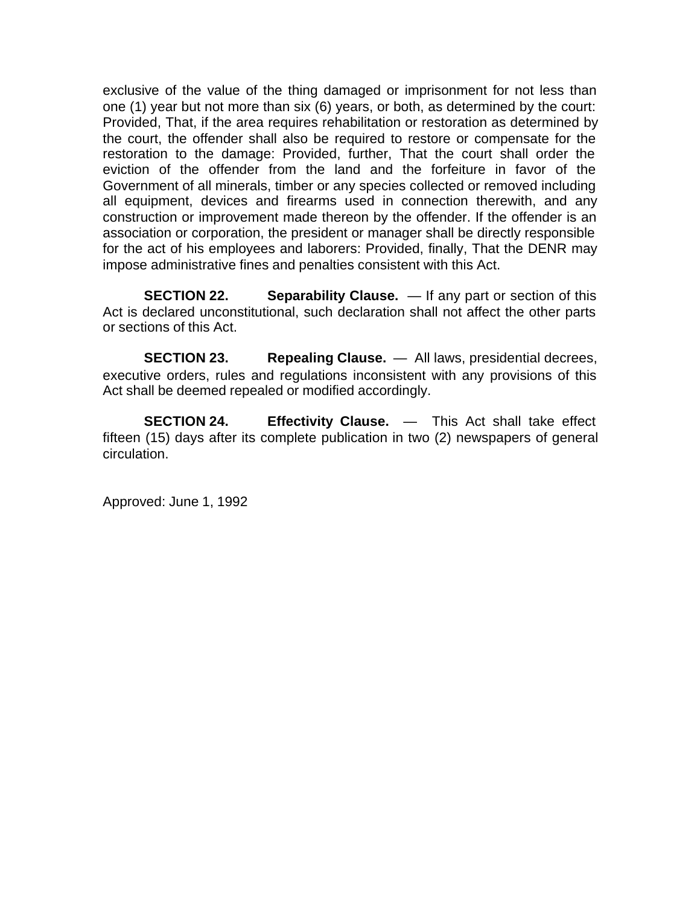exclusive of the value of the thing damaged or imprisonment for not less than one (1) year but not more than six (6) years, or both, as determined by the court: Provided, That, if the area requires rehabilitation or restoration as determined by the court, the offender shall also be required to restore or compensate for the restoration to the damage: Provided, further, That the court shall order the eviction of the offender from the land and the forfeiture in favor of the Government of all minerals, timber or any species collected or removed including all equipment, devices and firearms used in connection therewith, and any construction or improvement made thereon by the offender. If the offender is an association or corporation, the president or manager shall be directly responsible for the act of his employees and laborers: Provided, finally, That the DENR may impose administrative fines and penalties consistent with this Act.

**SECTION 22. Separability Clause.** — If any part or section of this Act is declared unconstitutional, such declaration shall not affect the other parts or sections of this Act.

**SECTION 23. Repealing Clause.** — All laws, presidential decrees, executive orders, rules and regulations inconsistent with any provisions of this Act shall be deemed repealed or modified accordingly.

**SECTION 24. Effectivity Clause.** — This Act shall take effect fifteen (15) days after its complete publication in two (2) newspapers of general circulation.

Approved: June 1, 1992